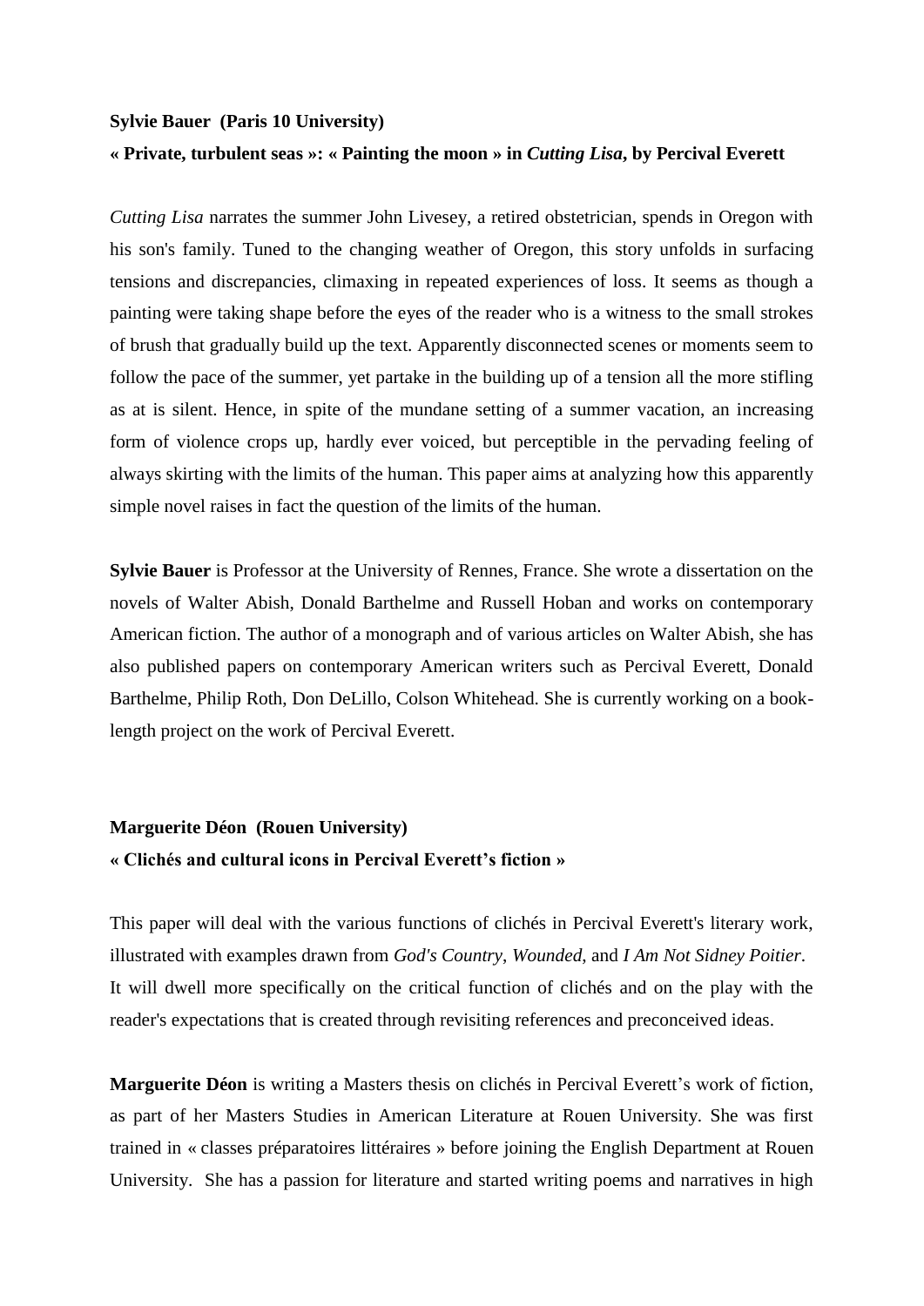**Sylvie Bauer (Paris 10 University)**

**« Private, turbulent seas »: « Painting the moon » in *Cutting Lisa*, by Percival Everett**

*Cutting Lisa* narrates the summer John Livesey, a retired obstetrician, spends in Oregon with his son's family. Tuned to the changing weather of Oregon, this story unfolds in surfacing tensions and discrepancies, climaxing in repeated experiences of loss. It seems as though a painting were taking shape before the eyes of the reader who is a witness to the small strokes of brush that gradually build up the text. Apparently disconnected scenes or moments seem to follow the pace of the summer, yet partake in the building up of a tension all the more stifling as at is silent. Hence, in spite of the mundane setting of a summer vacation, an increasing form of violence crops up, hardly ever voiced, but perceptible in the pervading feeling of always skirting with the limits of the human. This paper aims at analyzing how this apparently simple novel raises in fact the question of the limits of the human.

**Sylvie Bauer** is Professor at the University of Rennes, France. She wrote a dissertation on the novels of Walter Abish, Donald Barthelme and Russell Hoban and works on contemporary American fiction. The author of a monograph and of various articles on Walter Abish, she has also published papers on contemporary American writers such as Percival Everett, Donald Barthelme, Philip Roth, Don DeLillo, Colson Whitehead. She is currently working on a book-length project on the work of Percival Everett.

**Marguerite Déon (Rouen University)**

**« Clichés and cultural icons in Percival Everett's fiction »**

This paper will deal with the various functions of clichés in Percival Everett's literary work, illustrated with examples drawn from *God's Country*, *Wounded*, and *I Am Not Sidney Poitier*. It will dwell more specifically on the critical function of clichés and on the play with the reader's expectations that is created through revisiting references and preconceived ideas.

**Marguerite Déon** is writing a Masters thesis on clichés in Percival Everett's work of fiction, as part of her Masters Studies in American Literature at Rouen University. She was first trained in « classes préparatoires littéraires » before joining the English Department at Rouen University. She has a passion for literature and started writing poems and narratives in high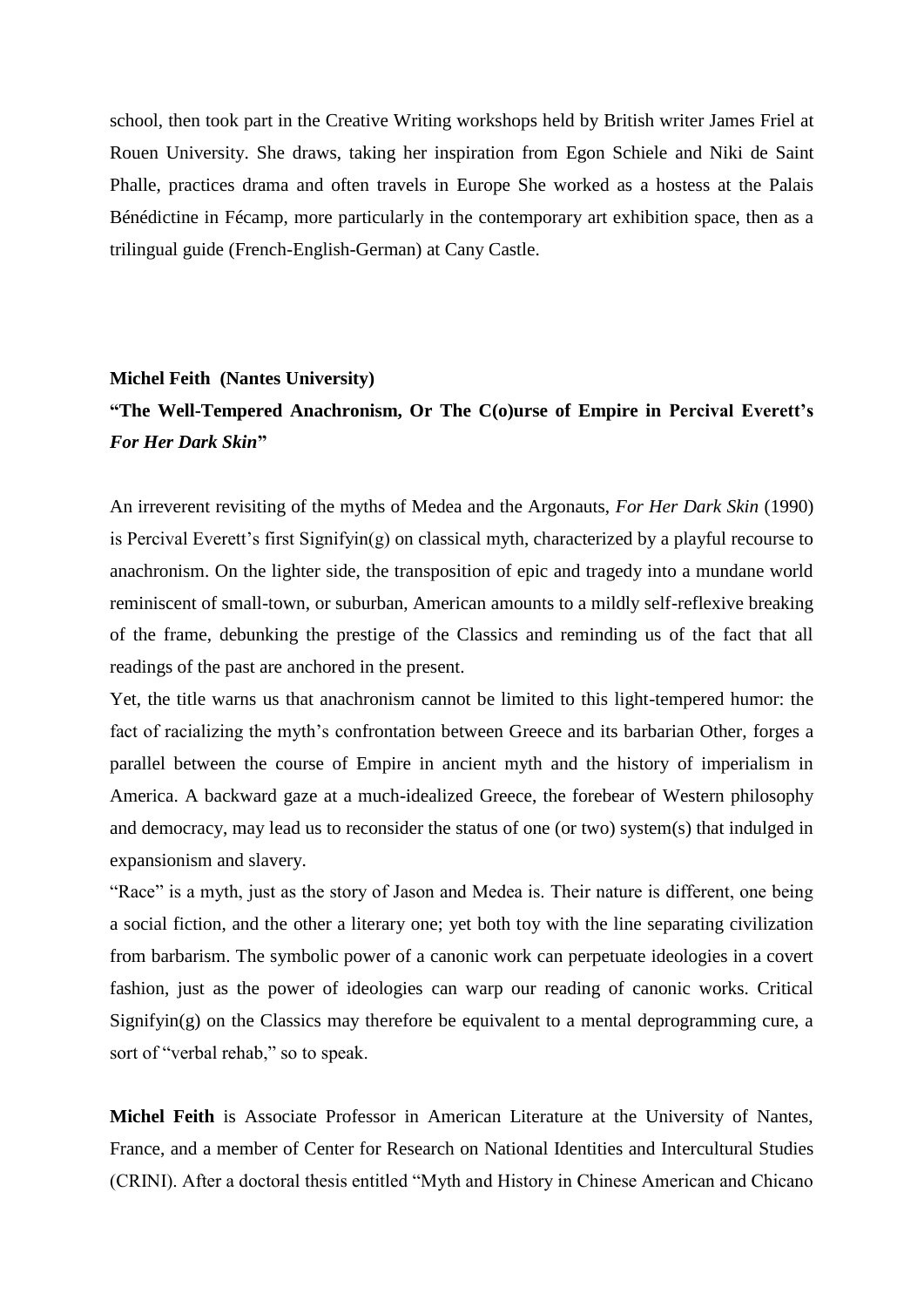school, then took part in the Creative Writing workshops held by British writer James Friel at Rouen University. She draws, taking her inspiration from Egon Schiele and Niki de Saint Phalle, practices drama and often travels in Europe She worked as a hostess at the Palais Bénédictine in Fécamp, more particularly in the contemporary art exhibition space, then as a trilingual guide (French-English-German) at Cany Castle.

**Michel Feith (Nantes University)**

**"The Well-Tempered Anachronism, Or The C(o)urse of Empire in Percival Everett's *For Her Dark Skin*"**

An irreverent revisiting of the myths of Medea and the Argonauts, *For Her Dark Skin* (1990) is Percival Everett's first Signifyin(g) on classical myth, characterized by a playful recourse to anachronism. On the lighter side, the transposition of epic and tragedy into a mundane world reminiscent of small-town, or suburban, American amounts to a mildly self-reflexive breaking of the frame, debunking the prestige of the Classics and reminding us of the fact that all readings of the past are anchored in the present.

Yet, the title warns us that anachronism cannot be limited to this light-tempered humor: the fact of racializing the myth's confrontation between Greece and its barbarian Other, forges a parallel between the course of Empire in ancient myth and the history of imperialism in America. A backward gaze at a much-idealized Greece, the forebear of Western philosophy and democracy, may lead us to reconsider the status of one (or two) system(s) that indulged in expansionism and slavery.

"Race" is a myth, just as the story of Jason and Medea is. Their nature is different, one being a social fiction, and the other a literary one; yet both toy with the line separating civilization from barbarism. The symbolic power of a canonic work can perpetuate ideologies in a covert fashion, just as the power of ideologies can warp our reading of canonic works. Critical Signifyin(g) on the Classics may therefore be equivalent to a mental deprogramming cure, a sort of "verbal rehab," so to speak.

**Michel Feith** is Associate Professor in American Literature at the University of Nantes, France, and a member of Center for Research on National Identities and Intercultural Studies (CRINI). After a doctoral thesis entitled "Myth and History in Chinese American and Chicano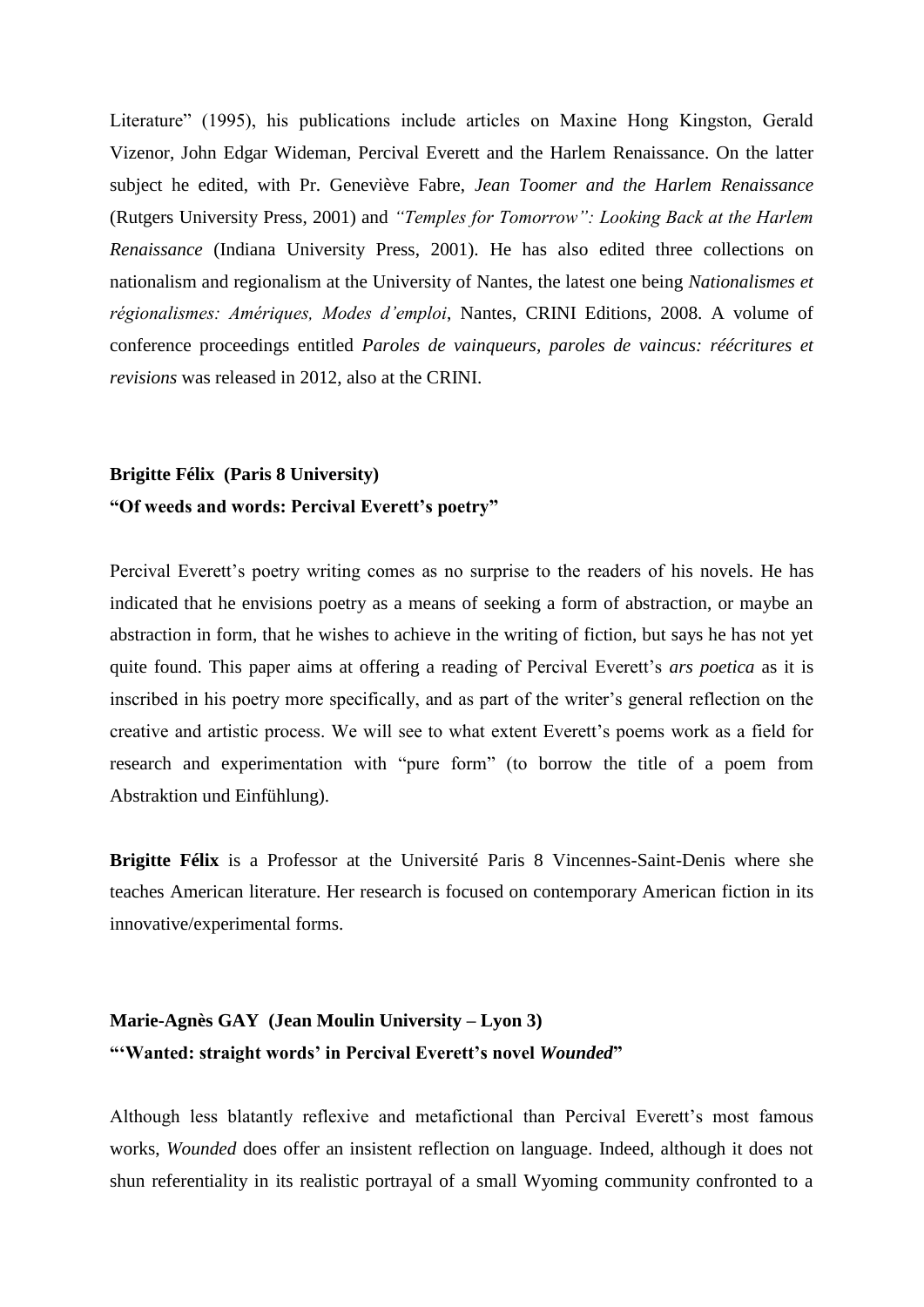Literature" (1995), his publications include articles on Maxine Hong Kingston, Gerald Vizenor, John Edgar Wideman, Percival Everett and the Harlem Renaissance. On the latter subject he edited, with Pr. Geneviève Fabre, *Jean Toomer and the Harlem Renaissance* (Rutgers University Press, 2001) and *"Temples for Tomorrow": Looking Back at the Harlem Renaissance* (Indiana University Press, 2001). He has also edited three collections on nationalism and regionalism at the University of Nantes, the latest one being *Nationalismes et régionalismes: Amériques, Modes d'emploi*, Nantes, CRINI Editions, 2008. A volume of conference proceedings entitled *Paroles de vainqueurs, paroles de vaincus: réécritures et revisions* was released in 2012, also at the CRINI.

**Brigitte Félix (Paris 8 University)**
**"Of weeds and words: Percival Everett's poetry"**

Percival Everett's poetry writing comes as no surprise to the readers of his novels. He has indicated that he envisions poetry as a means of seeking a form of abstraction, or maybe an abstraction in form, that he wishes to achieve in the writing of fiction, but says he has not yet quite found. This paper aims at offering a reading of Percival Everett's *ars poetica* as it is inscribed in his poetry more specifically, and as part of the writer's general reflection on the creative and artistic process. We will see to what extent Everett's poems work as a field for research and experimentation with "pure form" (to borrow the title of a poem from Abstraktion und Einfühlung).

**Brigitte Félix** is a Professor at the Université Paris 8 Vincennes-Saint-Denis where she teaches American literature. Her research is focused on contemporary American fiction in its innovative/experimental forms.

**Marie-Agnès GAY (Jean Moulin University – Lyon 3)**
**"'Wanted: straight words' in Percival Everett's novel *Wounded*"**

Although less blatantly reflexive and metafictional than Percival Everett's most famous works, *Wounded* does offer an insistent reflection on language. Indeed, although it does not shun referentiality in its realistic portrayal of a small Wyoming community confronted to a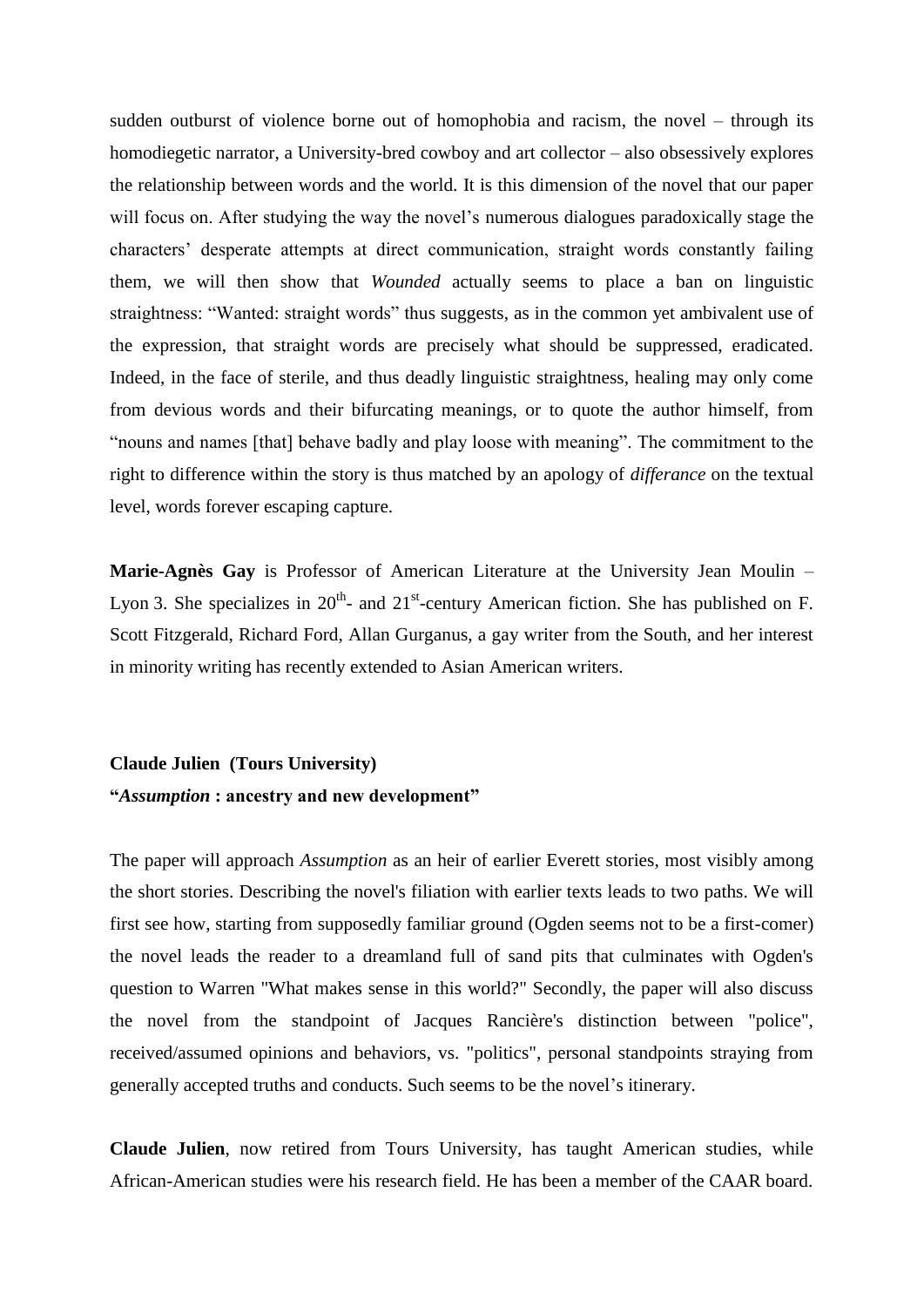sudden outburst of violence borne out of homophobia and racism, the novel – through its homodiegetic narrator, a University-bred cowboy and art collector – also obsessively explores the relationship between words and the world. It is this dimension of the novel that our paper will focus on. After studying the way the novel's numerous dialogues paradoxically stage the characters' desperate attempts at direct communication, straight words constantly failing them, we will then show that *Wounded* actually seems to place a ban on linguistic straightness: "Wanted: straight words" thus suggests, as in the common yet ambivalent use of the expression, that straight words are precisely what should be suppressed, eradicated. Indeed, in the face of sterile, and thus deadly linguistic straightness, healing may only come from devious words and their bifurcating meanings, or to quote the author himself, from "nouns and names [that] behave badly and play loose with meaning". The commitment to the right to difference within the story is thus matched by an apology of *differance* on the textual level, words forever escaping capture.

**Marie-Agnès Gay** is Professor of American Literature at the University Jean Moulin – Lyon 3. She specializes in 20th- and 21st-century American fiction. She has published on F. Scott Fitzgerald, Richard Ford, Allan Gurganus, a gay writer from the South, and her interest in minority writing has recently extended to Asian American writers.

**Claude Julien (Tours University)**

**"*Assumption* : ancestry and new development"**

The paper will approach *Assumption* as an heir of earlier Everett stories, most visibly among the short stories. Describing the novel's filiation with earlier texts leads to two paths. We will first see how, starting from supposedly familiar ground (Ogden seems not to be a first-comer) the novel leads the reader to a dreamland full of sand pits that culminates with Ogden's question to Warren "What makes sense in this world?" Secondly, the paper will also discuss the novel from the standpoint of Jacques Rancière's distinction between "police", received/assumed opinions and behaviors, vs. "politics", personal standpoints straying from generally accepted truths and conducts. Such seems to be the novel's itinerary.

**Claude Julien**, now retired from Tours University, has taught American studies, while African-American studies were his research field. He has been a member of the CAAR board.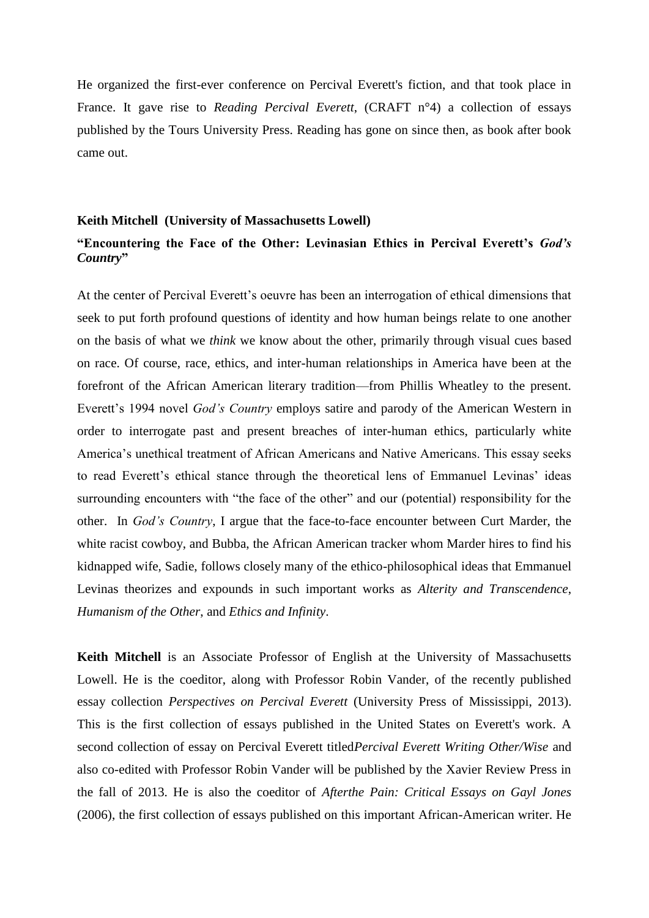He organized the first-ever conference on Percival Everett's fiction, and that took place in France. It gave rise to *Reading Percival Everett*, (CRAFT n°4) a collection of essays published by the Tours University Press. Reading has gone on since then, as book after book came out.

**Keith Mitchell (University of Massachusetts Lowell)**

**"Encountering the Face of the Other: Levinasian Ethics in Percival Everett's *God's Country*"**

At the center of Percival Everett's oeuvre has been an interrogation of ethical dimensions that seek to put forth profound questions of identity and how human beings relate to one another on the basis of what we *think* we know about the other, primarily through visual cues based on race. Of course, race, ethics, and inter-human relationships in America have been at the forefront of the African American literary tradition—from Phillis Wheatley to the present. Everett's 1994 novel *God's Country* employs satire and parody of the American Western in order to interrogate past and present breaches of inter-human ethics, particularly white America's unethical treatment of African Americans and Native Americans. This essay seeks to read Everett's ethical stance through the theoretical lens of Emmanuel Levinas' ideas surrounding encounters with "the face of the other" and our (potential) responsibility for the other. In *God's Country*, I argue that the face-to-face encounter between Curt Marder, the white racist cowboy, and Bubba, the African American tracker whom Marder hires to find his kidnapped wife, Sadie, follows closely many of the ethico-philosophical ideas that Emmanuel Levinas theorizes and expounds in such important works as *Alterity and Transcendence*, *Humanism of the Other*, and *Ethics and Infinity*.

**Keith Mitchell** is an Associate Professor of English at the University of Massachusetts Lowell. He is the coeditor, along with Professor Robin Vander, of the recently published essay collection *Perspectives on Percival Everett* (University Press of Mississippi, 2013). This is the first collection of essays published in the United States on Everett's work. A second collection of essay on Percival Everett titled*Percival Everett Writing Other/Wise* and also co-edited with Professor Robin Vander will be published by the Xavier Review Press in the fall of 2013. He is also the coeditor of *Afterthe Pain: Critical Essays on Gayl Jones* (2006), the first collection of essays published on this important African-American writer. He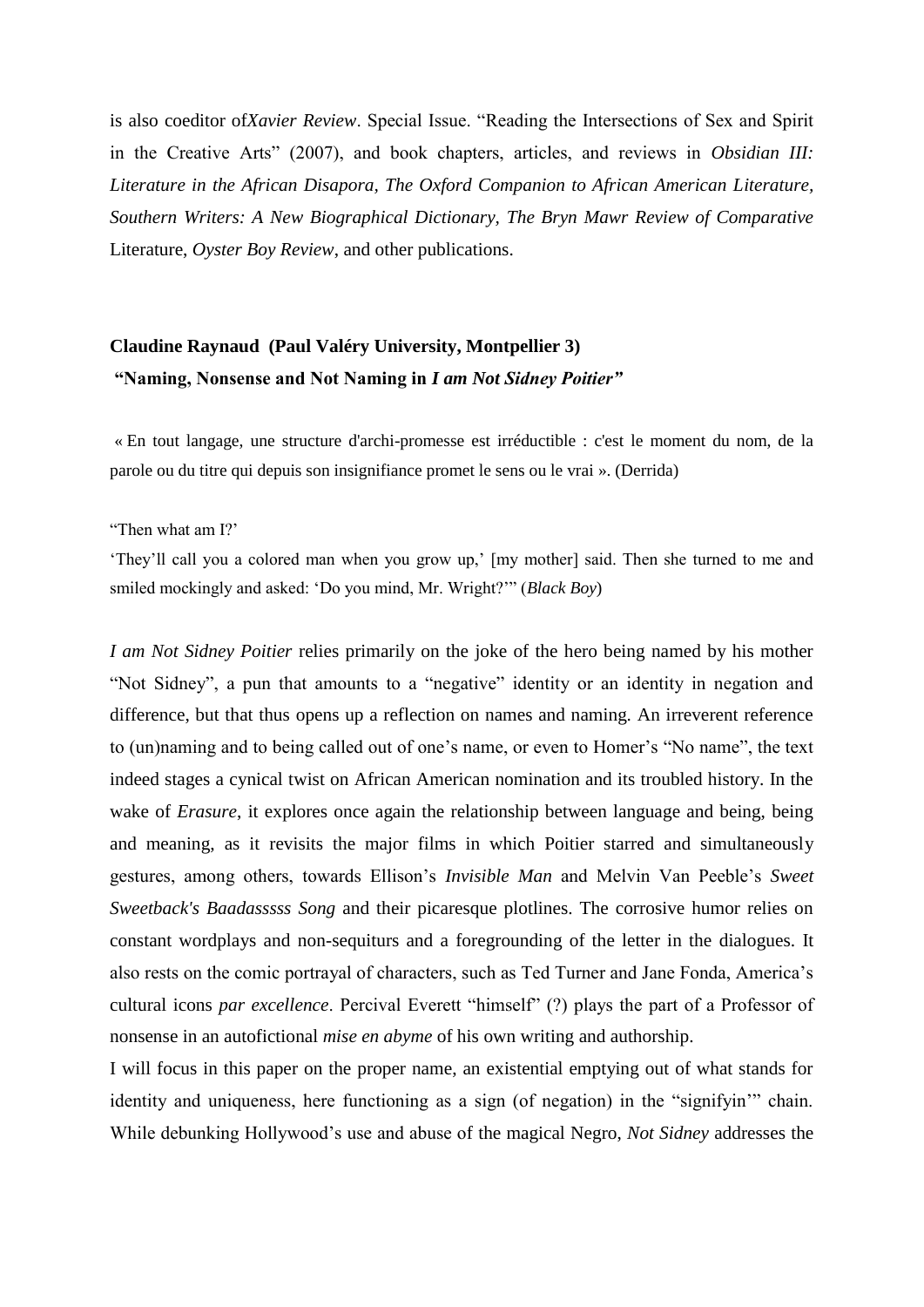is also coeditor of*Xavier Review*. Special Issue. "Reading the Intersections of Sex and Spirit in the Creative Arts" (2007), and book chapters, articles, and reviews in *Obsidian III: Literature in the African Disapora, The Oxford Companion to African American Literature, Southern Writers: A New Biographical Dictionary, The Bryn Mawr Review of Comparative* Literature, *Oyster Boy Review*, and other publications.

**Claudine Raynaud (Paul Valéry University, Montpellier 3)**
**"Naming, Nonsense and Not Naming in *I am Not Sidney Poitier*"**

« En tout langage, une structure d'archi-promesse est irréductible : c'est le moment du nom, de la parole ou du titre qui depuis son insignifiance promet le sens ou le vrai ». (Derrida)

"Then what am I?'
'They'll call you a colored man when you grow up,' [my mother] said. Then she turned to me and smiled mockingly and asked: 'Do you mind, Mr. Wright?'" (*Black Boy*)

*I am Not Sidney Poitier* relies primarily on the joke of the hero being named by his mother "Not Sidney", a pun that amounts to a "negative" identity or an identity in negation and difference, but that thus opens up a reflection on names and naming. An irreverent reference to (un)naming and to being called out of one's name, or even to Homer's "No name", the text indeed stages a cynical twist on African American nomination and its troubled history. In the wake of *Erasure*, it explores once again the relationship between language and being, being and meaning, as it revisits the major films in which Poitier starred and simultaneously gestures, among others, towards Ellison's *Invisible Man* and Melvin Van Peeble's *Sweet Sweetback's Baadasssss Song* and their picaresque plotlines. The corrosive humor relies on constant wordplays and non-sequiturs and a foregrounding of the letter in the dialogues. It also rests on the comic portrayal of characters, such as Ted Turner and Jane Fonda, America's cultural icons *par excellence*. Percival Everett "himself" (?) plays the part of a Professor of nonsense in an autofictional *mise en abyme* of his own writing and authorship.

I will focus in this paper on the proper name, an existential emptying out of what stands for identity and uniqueness, here functioning as a sign (of negation) in the "signifyin'" chain. While debunking Hollywood's use and abuse of the magical Negro, *Not Sidney* addresses the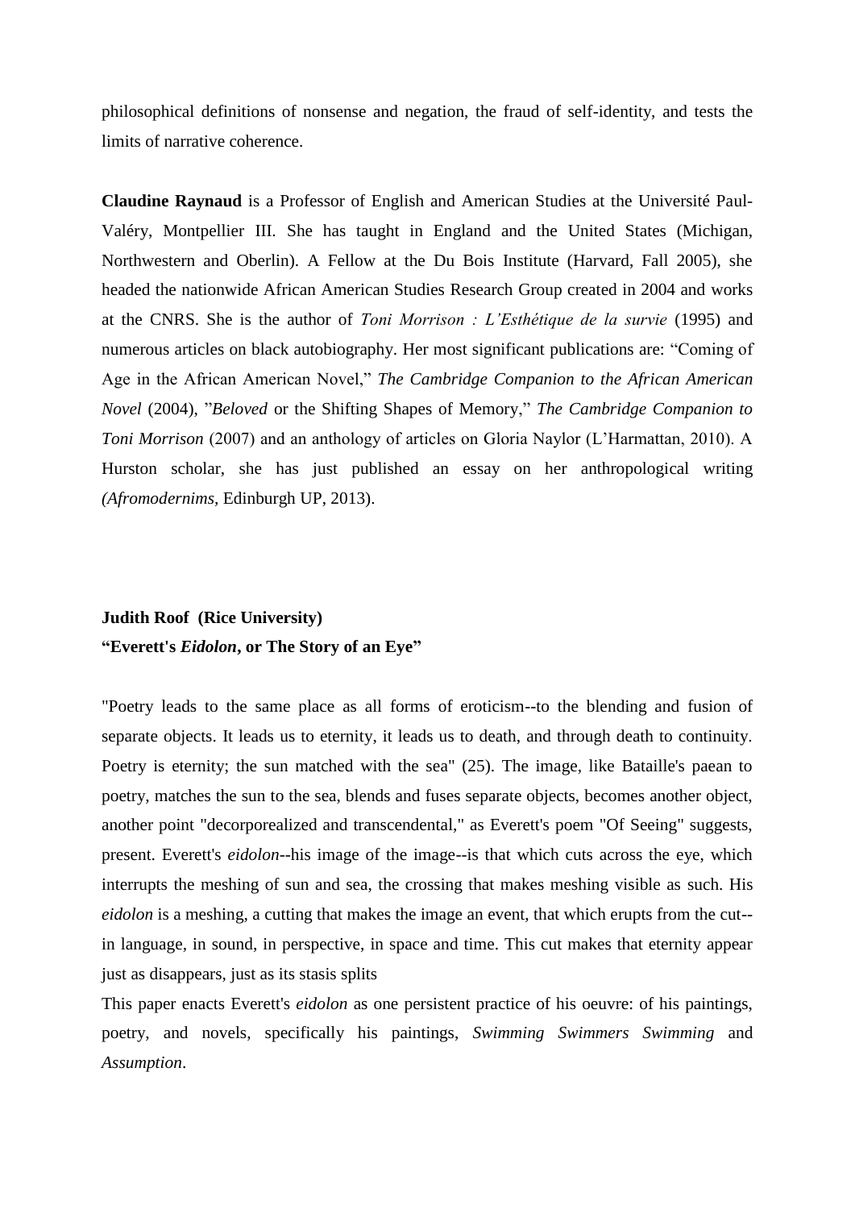philosophical definitions of nonsense and negation, the fraud of self-identity, and tests the limits of narrative coherence.

**Claudine Raynaud** is a Professor of English and American Studies at the Université Paul-Valéry, Montpellier III. She has taught in England and the United States (Michigan, Northwestern and Oberlin). A Fellow at the Du Bois Institute (Harvard, Fall 2005), she headed the nationwide African American Studies Research Group created in 2004 and works at the CNRS. She is the author of *Toni Morrison : L'Esthétique de la survie* (1995) and numerous articles on black autobiography. Her most significant publications are: "Coming of Age in the African American Novel," *The Cambridge Companion to the African American Novel* (2004), "*Beloved* or the Shifting Shapes of Memory," *The Cambridge Companion to Toni Morrison* (2007) and an anthology of articles on Gloria Naylor (L'Harmattan, 2010). A Hurston scholar, she has just published an essay on her anthropological writing *(Afromodernims*, Edinburgh UP, 2013).

**Judith Roof (Rice University)**
**"Everett's *Eidolon*, or The Story of an Eye"**

"Poetry leads to the same place as all forms of eroticism--to the blending and fusion of separate objects. It leads us to eternity, it leads us to death, and through death to continuity. Poetry is eternity; the sun matched with the sea" (25). The image, like Bataille's paean to poetry, matches the sun to the sea, blends and fuses separate objects, becomes another object, another point "decorporealized and transcendental," as Everett's poem "Of Seeing" suggests, present. Everett's *eidolon*--his image of the image--is that which cuts across the eye, which interrupts the meshing of sun and sea, the crossing that makes meshing visible as such. His *eidolon* is a meshing, a cutting that makes the image an event, that which erupts from the cut--in language, in sound, in perspective, in space and time. This cut makes that eternity appear just as disappears, just as its stasis splits

This paper enacts Everett's *eidolon* as one persistent practice of his oeuvre: of his paintings, poetry, and novels, specifically his paintings, *Swimming Swimmers Swimming* and *Assumption*.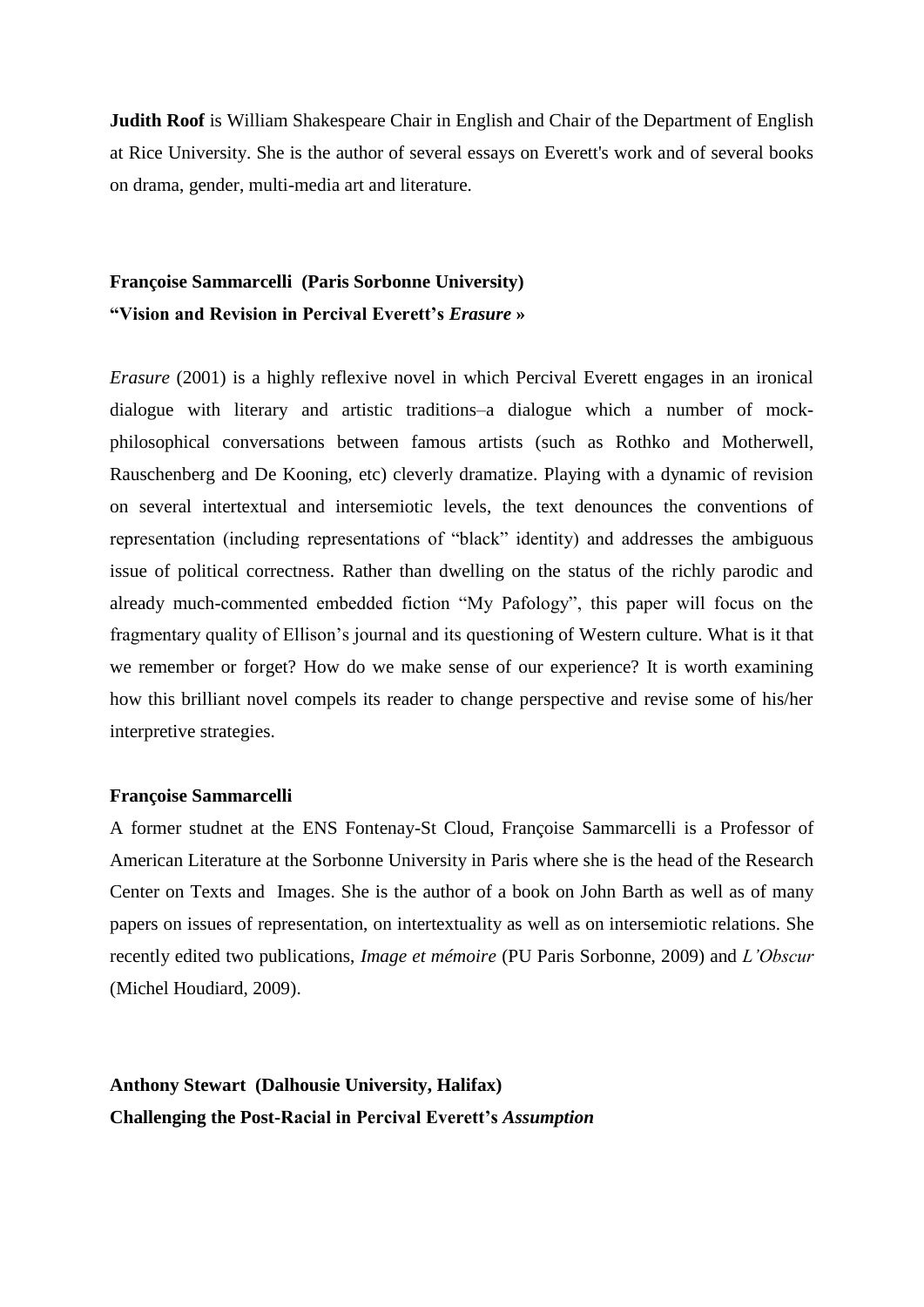**Judith Roof** is William Shakespeare Chair in English and Chair of the Department of English at Rice University. She is the author of several essays on Everett's work and of several books on drama, gender, multi-media art and literature.

**Françoise Sammarcelli (Paris Sorbonne University)**
**"Vision and Revision in Percival Everett's *Erasure* »**

*Erasure* (2001) is a highly reflexive novel in which Percival Everett engages in an ironical dialogue with literary and artistic traditions–a dialogue which a number of mock-philosophical conversations between famous artists (such as Rothko and Motherwell, Rauschenberg and De Kooning, etc) cleverly dramatize. Playing with a dynamic of revision on several intertextual and intersemiotic levels, the text denounces the conventions of representation (including representations of "black" identity) and addresses the ambiguous issue of political correctness. Rather than dwelling on the status of the richly parodic and already much-commented embedded fiction "My Pafology", this paper will focus on the fragmentary quality of Ellison's journal and its questioning of Western culture. What is it that we remember or forget? How do we make sense of our experience? It is worth examining how this brilliant novel compels its reader to change perspective and revise some of his/her interpretive strategies.

**Françoise Sammarcelli**

A former studnet at the ENS Fontenay-St Cloud, Françoise Sammarcelli is a Professor of American Literature at the Sorbonne University in Paris where she is the head of the Research Center on Texts and Images. She is the author of a book on John Barth as well as of many papers on issues of representation, on intertextuality as well as on intersemiotic relations. She recently edited two publications, *Image et mémoire* (PU Paris Sorbonne, 2009) and *L'Obscur* (Michel Houdiard, 2009).

**Anthony Stewart (Dalhousie University, Halifax)**
**Challenging the Post-Racial in Percival Everett's *Assumption***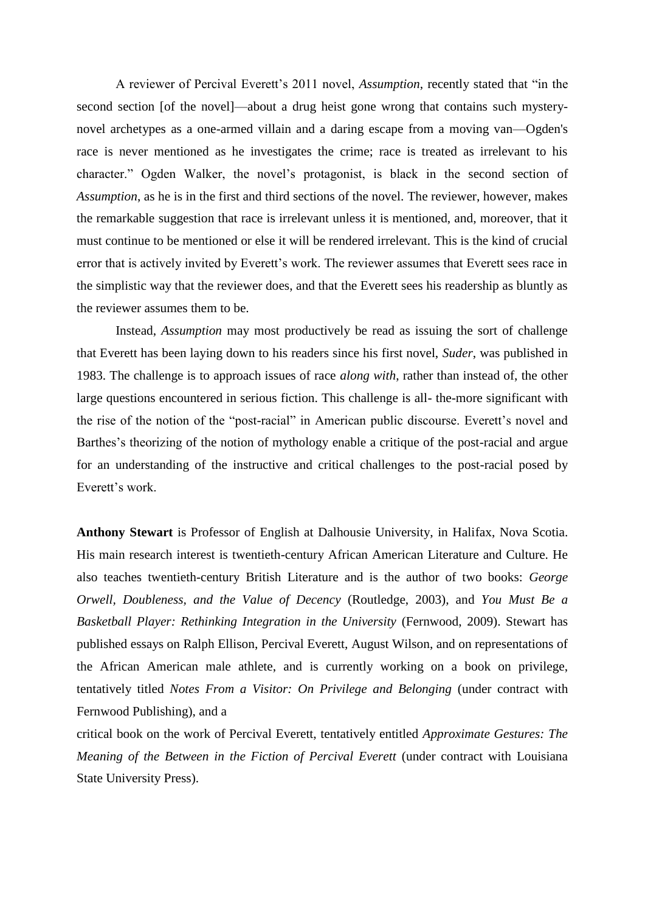A reviewer of Percival Everett's 2011 novel, *Assumption*, recently stated that "in the second section [of the novel]—about a drug heist gone wrong that contains such mystery-novel archetypes as a one-armed villain and a daring escape from a moving van—Ogden's race is never mentioned as he investigates the crime; race is treated as irrelevant to his character." Ogden Walker, the novel's protagonist, is black in the second section of *Assumption*, as he is in the first and third sections of the novel. The reviewer, however, makes the remarkable suggestion that race is irrelevant unless it is mentioned, and, moreover, that it must continue to be mentioned or else it will be rendered irrelevant. This is the kind of crucial error that is actively invited by Everett's work. The reviewer assumes that Everett sees race in the simplistic way that the reviewer does, and that the Everett sees his readership as bluntly as the reviewer assumes them to be.

Instead, *Assumption* may most productively be read as issuing the sort of challenge that Everett has been laying down to his readers since his first novel, *Suder*, was published in 1983. The challenge is to approach issues of race *along with*, rather than instead of, the other large questions encountered in serious fiction. This challenge is all- the-more significant with the rise of the notion of the "post-racial" in American public discourse. Everett's novel and Barthes's theorizing of the notion of mythology enable a critique of the post-racial and argue for an understanding of the instructive and critical challenges to the post-racial posed by Everett's work.

**Anthony Stewart** is Professor of English at Dalhousie University, in Halifax, Nova Scotia. His main research interest is twentieth-century African American Literature and Culture. He also teaches twentieth-century British Literature and is the author of two books: *George Orwell, Doubleness, and the Value of Decency* (Routledge, 2003), and *You Must Be a Basketball Player: Rethinking Integration in the University* (Fernwood, 2009). Stewart has published essays on Ralph Ellison, Percival Everett, August Wilson, and on representations of the African American male athlete, and is currently working on a book on privilege, tentatively titled *Notes From a Visitor: On Privilege and Belonging* (under contract with Fernwood Publishing), and a critical book on the work of Percival Everett, tentatively entitled *Approximate Gestures: The Meaning of the Between in the Fiction of Percival Everett* (under contract with Louisiana State University Press).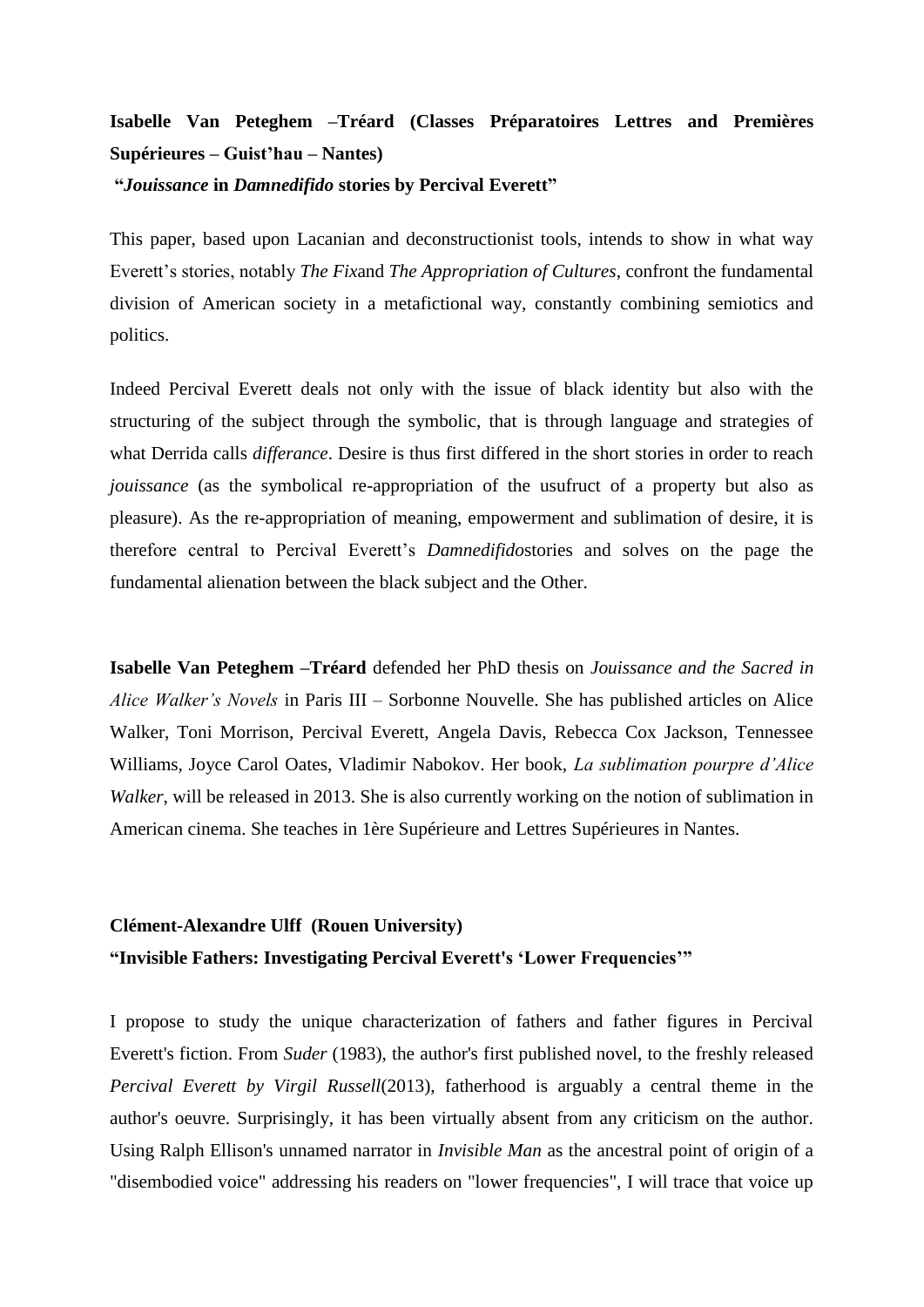**Isabelle Van Peteghem –Tréard (Classes Préparatoires Lettres and Premières Supérieures – Guist'hau – Nantes)**

**"*Jouissance* in *Damnedifido* stories by Percival Everett"**

This paper, based upon Lacanian and deconstructionist tools, intends to show in what way Everett's stories, notably *The Fix*and *The Appropriation of Cultures*, confront the fundamental division of American society in a metafictional way, constantly combining semiotics and politics.

Indeed Percival Everett deals not only with the issue of black identity but also with the structuring of the subject through the symbolic, that is through language and strategies of what Derrida calls *differance*. Desire is thus first differed in the short stories in order to reach *jouissance* (as the symbolical re-appropriation of the usufruct of a property but also as pleasure). As the re-appropriation of meaning, empowerment and sublimation of desire, it is therefore central to Percival Everett's *Damnedifido*stories and solves on the page the fundamental alienation between the black subject and the Other.

**Isabelle Van Peteghem –Tréard** defended her PhD thesis on *Jouissance and the Sacred in Alice Walker's Novels* in Paris III – Sorbonne Nouvelle. She has published articles on Alice Walker, Toni Morrison, Percival Everett, Angela Davis, Rebecca Cox Jackson, Tennessee Williams, Joyce Carol Oates, Vladimir Nabokov. Her book, *La sublimation pourpre d'Alice Walker*, will be released in 2013. She is also currently working on the notion of sublimation in American cinema. She teaches in 1ère Supérieure and Lettres Supérieures in Nantes.

**Clément-Alexandre Ulff (Rouen University)**

**"Invisible Fathers: Investigating Percival Everett's 'Lower Frequencies'"**

I propose to study the unique characterization of fathers and father figures in Percival Everett's fiction. From *Suder* (1983), the author's first published novel, to the freshly released *Percival Everett by Virgil Russell*(2013), fatherhood is arguably a central theme in the author's oeuvre. Surprisingly, it has been virtually absent from any criticism on the author. Using Ralph Ellison's unnamed narrator in *Invisible Man* as the ancestral point of origin of a "disembodied voice" addressing his readers on "lower frequencies", I will trace that voice up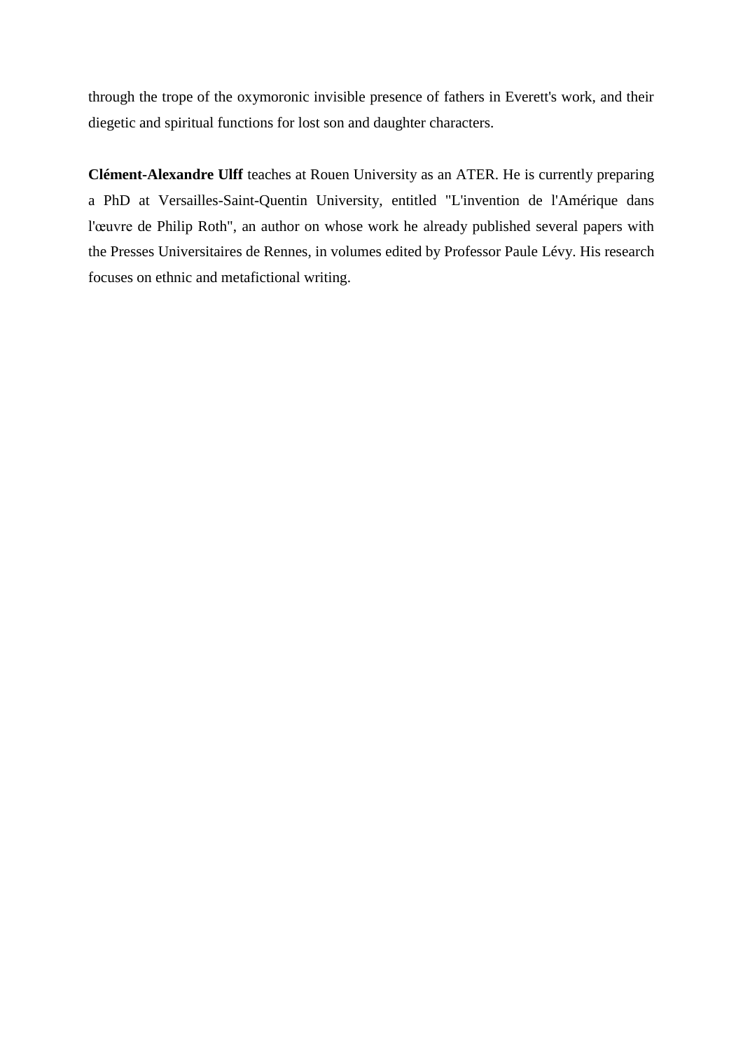through the trope of the oxymoronic invisible presence of fathers in Everett's work, and their diegetic and spiritual functions for lost son and daughter characters.

**Clément-Alexandre Ulff** teaches at Rouen University as an ATER. He is currently preparing a PhD at Versailles-Saint-Quentin University, entitled "L'invention de l'Amérique dans l'œuvre de Philip Roth", an author on whose work he already published several papers with the Presses Universitaires de Rennes, in volumes edited by Professor Paule Lévy. His research focuses on ethnic and metafictional writing.